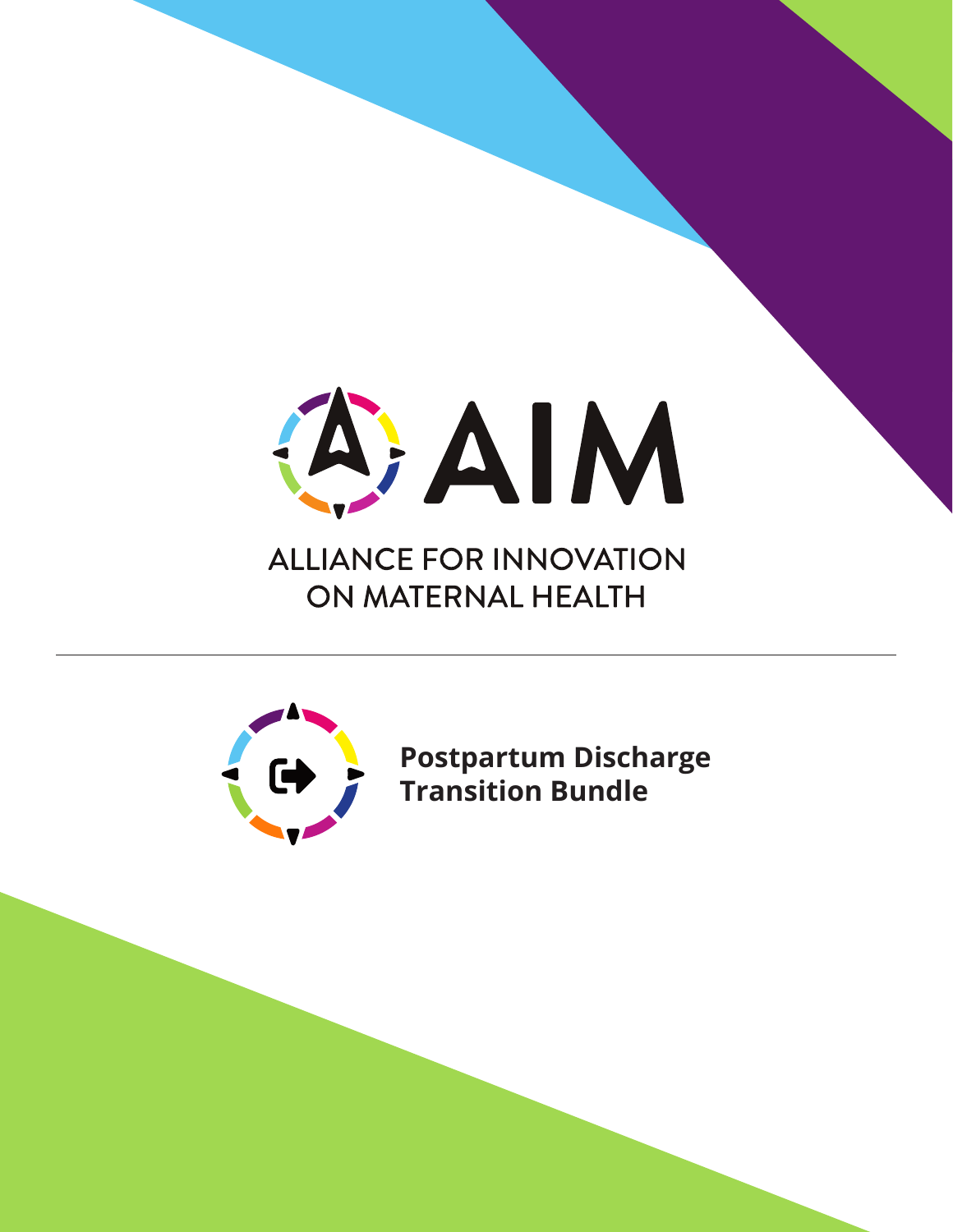# AIM

## ALLIANCE FOR INNOVATION ON MATERNAL HEALTH

---

**Postpartum Discharge Transition Bundle**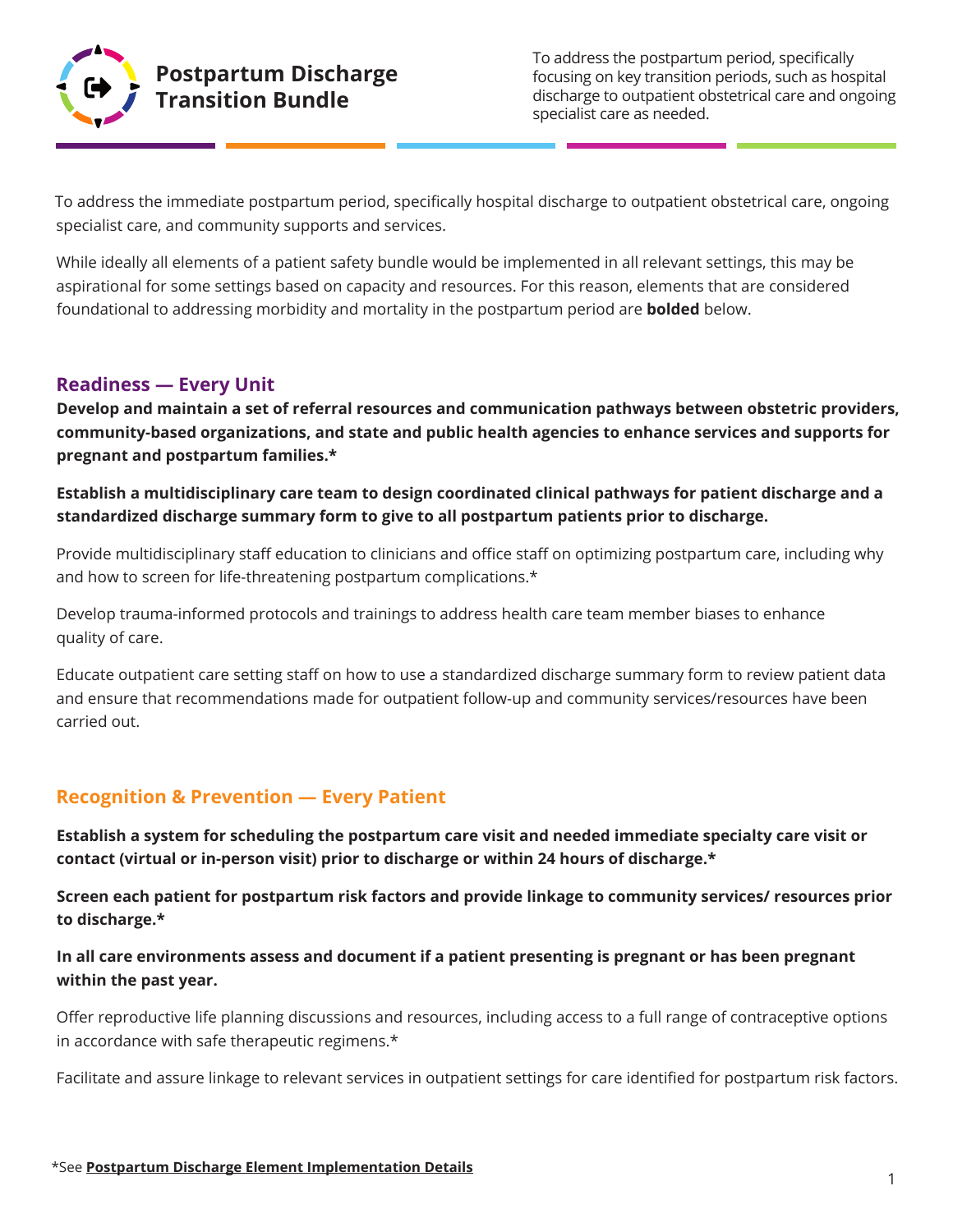# Postpartum Discharge Transition Bundle

To address the postpartum period, specifically focusing on key transition periods, such as hospital discharge to outpatient obstetrical care and ongoing specialist care as needed.

To address the immediate postpartum period, specifically hospital discharge to outpatient obstetrical care, ongoing specialist care, and community supports and services.

While ideally all elements of a patient safety bundle would be implemented in all relevant settings, this may be aspirational for some settings based on capacity and resources. For this reason, elements that are considered foundational to addressing morbidity and mortality in the postpartum period are **bolded** below.

## Readiness — Every Unit

**Develop and maintain a set of referral resources and communication pathways between obstetric providers, community-based organizations, and state and public health agencies to enhance services and supports for pregnant and postpartum families.***

**Establish a multidisciplinary care team to design coordinated clinical pathways for patient discharge and a standardized discharge summary form to give to all postpartum patients prior to discharge.**

Provide multidisciplinary staff education to clinicians and office staff on optimizing postpartum care, including why and how to screen for life-threatening postpartum complications.*

Develop trauma-informed protocols and trainings to address health care team member biases to enhance quality of care.

Educate outpatient care setting staff on how to use a standardized discharge summary form to review patient data and ensure that recommendations made for outpatient follow-up and community services/resources have been carried out.

## Recognition & Prevention — Every Patient

**Establish a system for scheduling the postpartum care visit and needed immediate specialty care visit or contact (virtual or in-person visit) prior to discharge or within 24 hours of discharge.***

**Screen each patient for postpartum risk factors and provide linkage to community services/ resources prior to discharge.***

**In all care environments assess and document if a patient presenting is pregnant or has been pregnant within the past year.**

Offer reproductive life planning discussions and resources, including access to a full range of contraceptive options in accordance with safe therapeutic regimens.*

Facilitate and assure linkage to relevant services in outpatient settings for care identified for postpartum risk factors.

*See **Postpartum Discharge Element Implementation Details**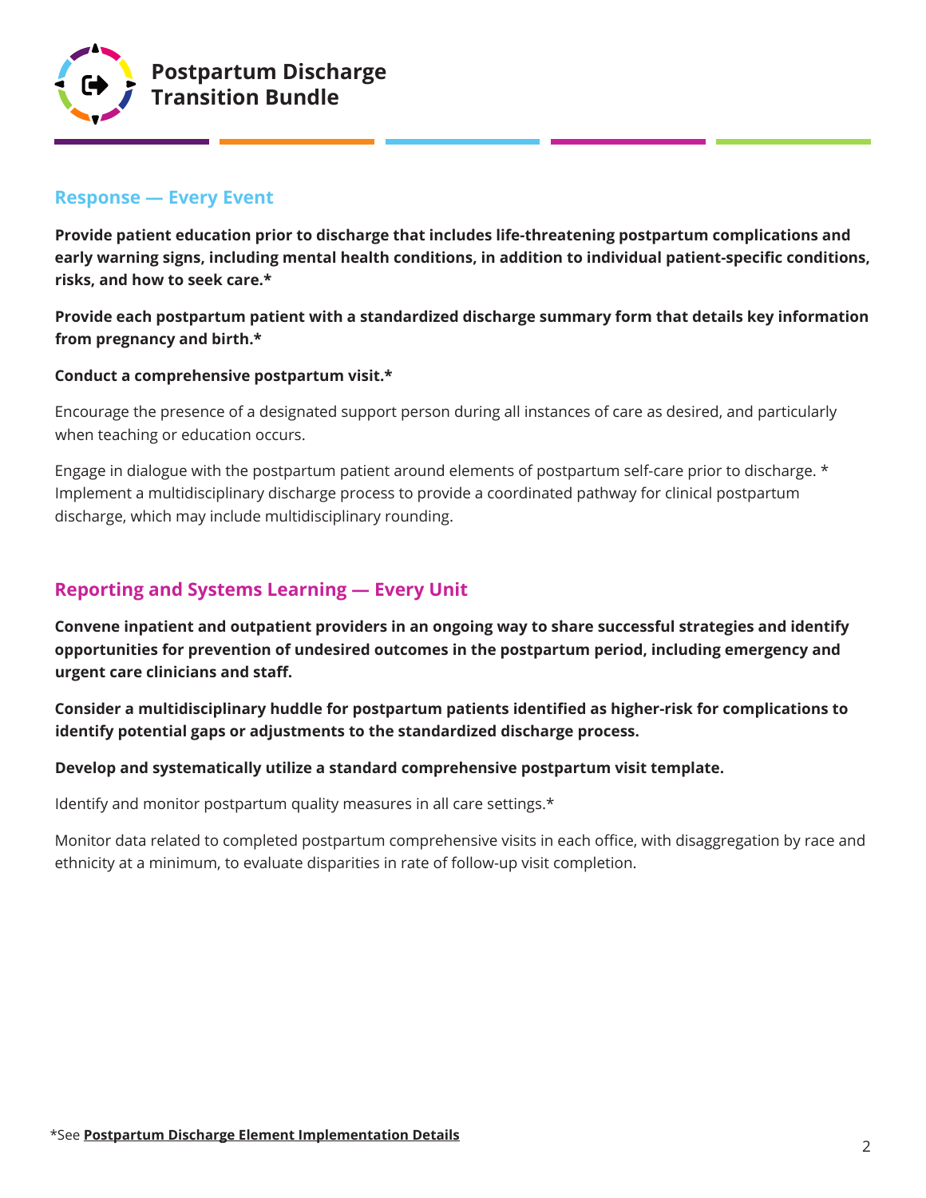# Postpartum Discharge Transition Bundle

## Response — Every Event

**Provide patient education prior to discharge that includes life-threatening postpartum complications and early warning signs, including mental health conditions, in addition to individual patient-specific conditions, risks, and how to seek care.***

**Provide each postpartum patient with a standardized discharge summary form that details key information from pregnancy and birth.***

**Conduct a comprehensive postpartum visit.***

Encourage the presence of a designated support person during all instances of care as desired, and particularly when teaching or education occurs.

Engage in dialogue with the postpartum patient around elements of postpartum self-care prior to discharge. *
Implement a multidisciplinary discharge process to provide a coordinated pathway for clinical postpartum discharge, which may include multidisciplinary rounding.

## Reporting and Systems Learning — Every Unit

**Convene inpatient and outpatient providers in an ongoing way to share successful strategies and identify opportunities for prevention of undesired outcomes in the postpartum period, including emergency and urgent care clinicians and staff.**

**Consider a multidisciplinary huddle for postpartum patients identified as higher-risk for complications to identify potential gaps or adjustments to the standardized discharge process.**

**Develop and systematically utilize a standard comprehensive postpartum visit template.**

Identify and monitor postpartum quality measures in all care settings.*

Monitor data related to completed postpartum comprehensive visits in each office, with disaggregation by race and ethnicity at a minimum, to evaluate disparities in rate of follow-up visit completion.

*See **Postpartum Discharge Element Implementation Details**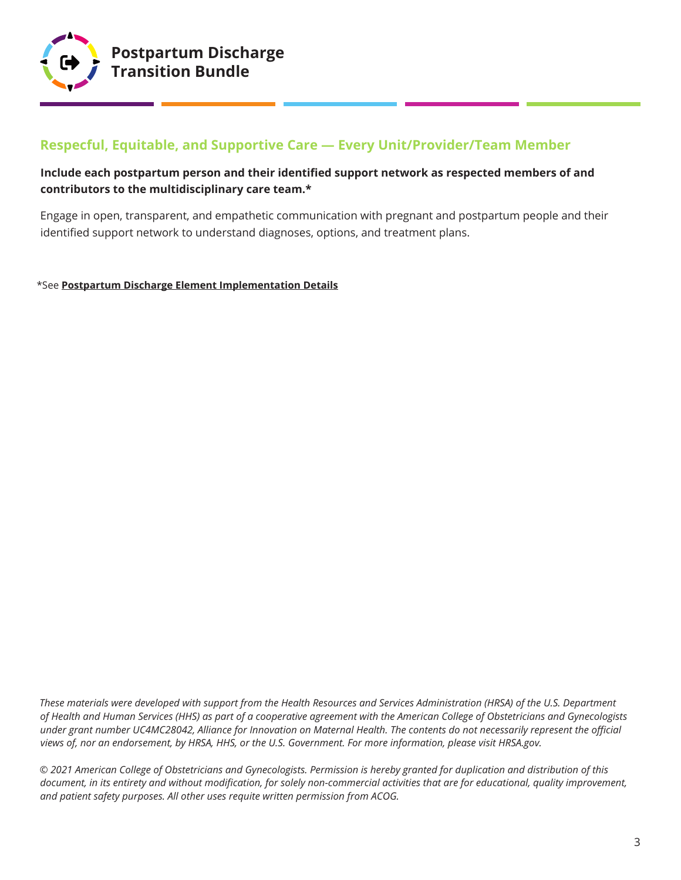## Respecful, Equitable, and Supportive Care — Every Unit/Provider/Team Member

**Include each postpartum person and their identified support network as respected members of and contributors to the multidisciplinary care team.***

Engage in open, transparent, and empathetic communication with pregnant and postpartum people and their identified support network to understand diagnoses, options, and treatment plans.

*See **Postpartum Discharge Element Implementation Details**

*These materials were developed with support from the Health Resources and Services Administration (HRSA) of the U.S. Department of Health and Human Services (HHS) as part of a cooperative agreement with the American College of Obstetricians and Gynecologists under grant number UC4MC28042, Alliance for Innovation on Maternal Health. The contents do not necessarily represent the official views of, nor an endorsement, by HRSA, HHS, or the U.S. Government. For more information, please visit HRSA.gov.*

*© 2021 American College of Obstetricians and Gynecologists. Permission is hereby granted for duplication and distribution of this document, in its entirety and without modification, for solely non-commercial activities that are for educational, quality improvement, and patient safety purposes. All other uses requite written permission from ACOG.*